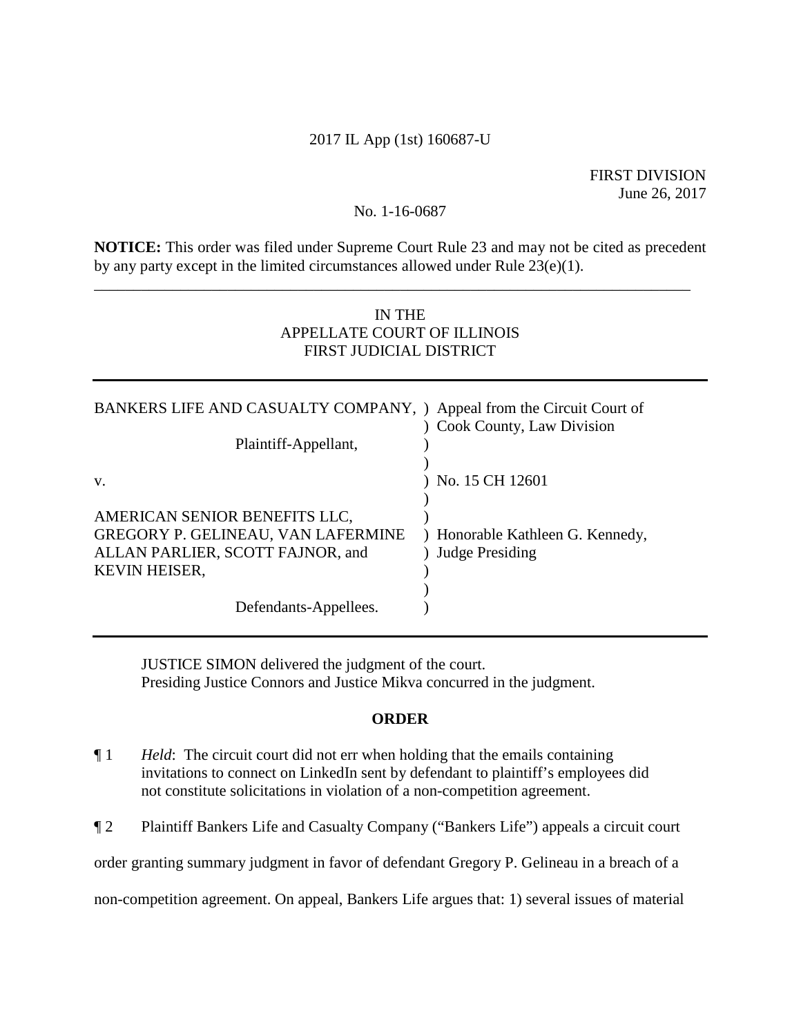2017 IL App (1st) 160687-U

FIRST DIVISION
June 26, 2017

No. 1-16-0687

**NOTICE:** This order was filed under Supreme Court Rule 23 and may not be cited as precedent by any party except in the limited circumstances allowed under Rule 23(e)(1).

---

IN THE
APPELLATE COURT OF ILLINOIS
FIRST JUDICIAL DISTRICT

| | |
|---|---|
| BANKERS LIFE AND CASUALTY COMPANY, | ) Appeal from the Circuit Court of<br>) Cook County, Law Division |
| Plaintiff-Appellant, | ) |
| v. | ) No. 15 CH 12601 |
| AMERICAN SENIOR BENEFITS LLC, GREGORY P. GELINEAU, VAN LAFERMINE ALLAN PARLIER, SCOTT FAJNOR, and KEVIN HEISER, | ) Honorable Kathleen G. Kennedy,<br>) Judge Presiding |
| Defendants-Appellees. | ) |

JUSTICE SIMON delivered the judgment of the court.
Presiding Justice Connors and Justice Mikva concurred in the judgment.

**ORDER**

¶ 1 *Held*: The circuit court did not err when holding that the emails containing invitations to connect on LinkedIn sent by defendant to plaintiff's employees did not constitute solicitations in violation of a non-competition agreement.

¶ 2 Plaintiff Bankers Life and Casualty Company ("Bankers Life") appeals a circuit court order granting summary judgment in favor of defendant Gregory P. Gelineau in a breach of a non-competition agreement. On appeal, Bankers Life argues that: 1) several issues of material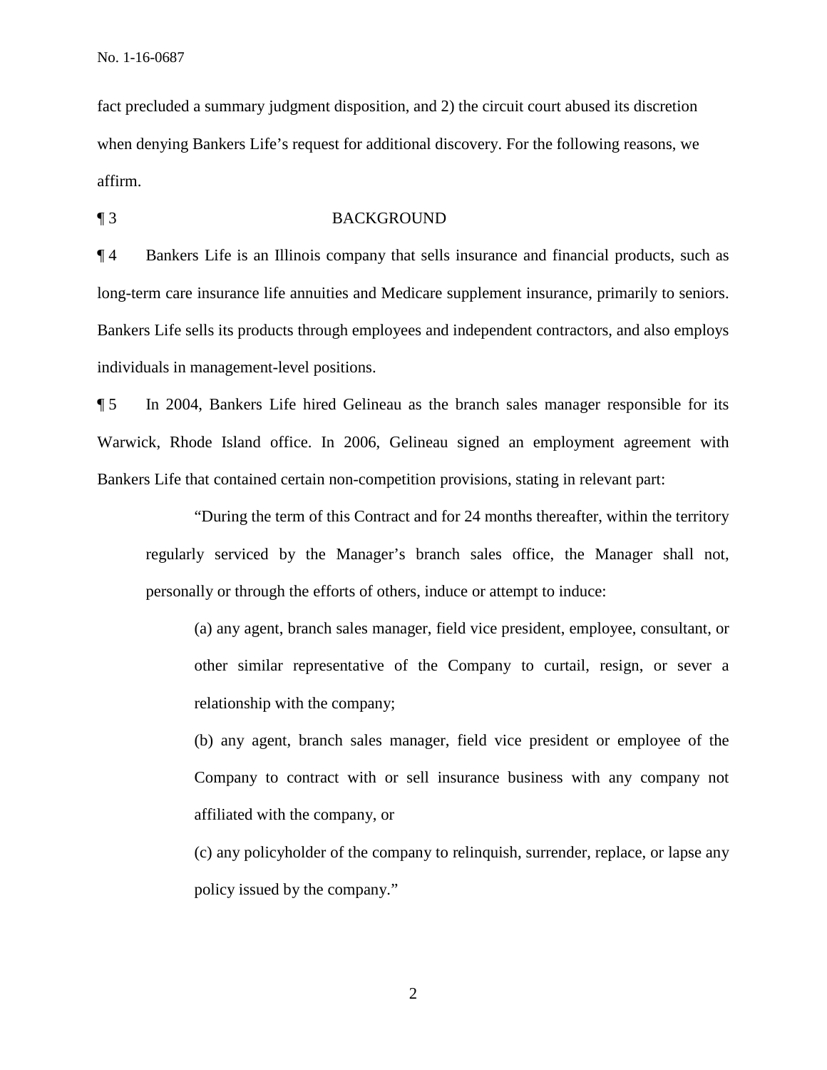fact precluded a summary judgment disposition, and 2) the circuit court abused its discretion when denying Bankers Life's request for additional discovery. For the following reasons, we affirm.

¶ 3 BACKGROUND

¶ 4 Bankers Life is an Illinois company that sells insurance and financial products, such as long-term care insurance life annuities and Medicare supplement insurance, primarily to seniors. Bankers Life sells its products through employees and independent contractors, and also employs individuals in management-level positions.

¶ 5 In 2004, Bankers Life hired Gelineau as the branch sales manager responsible for its Warwick, Rhode Island office. In 2006, Gelineau signed an employment agreement with Bankers Life that contained certain non-competition provisions, stating in relevant part:

> "During the term of this Contract and for 24 months thereafter, within the territory regularly serviced by the Manager's branch sales office, the Manager shall not, personally or through the efforts of others, induce or attempt to induce:
>
> (a) any agent, branch sales manager, field vice president, employee, consultant, or other similar representative of the Company to curtail, resign, or sever a relationship with the company;
>
> (b) any agent, branch sales manager, field vice president or employee of the Company to contract with or sell insurance business with any company not affiliated with the company, or
>
> (c) any policyholder of the company to relinquish, surrender, replace, or lapse any policy issued by the company."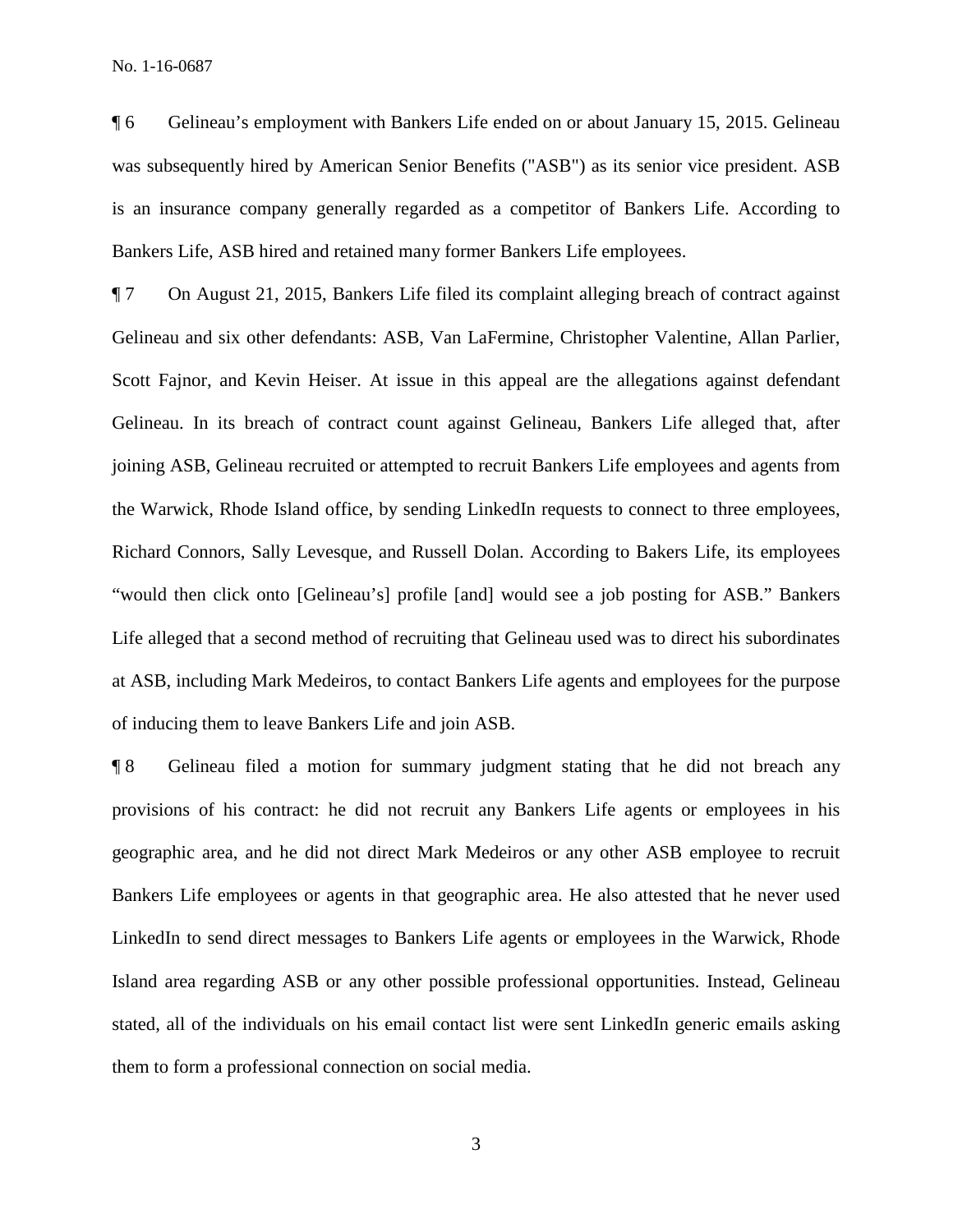¶ 6 Gelineau's employment with Bankers Life ended on or about January 15, 2015. Gelineau was subsequently hired by American Senior Benefits ("ASB") as its senior vice president. ASB is an insurance company generally regarded as a competitor of Bankers Life. According to Bankers Life, ASB hired and retained many former Bankers Life employees.

¶ 7 On August 21, 2015, Bankers Life filed its complaint alleging breach of contract against Gelineau and six other defendants: ASB, Van LaFermine, Christopher Valentine, Allan Parlier, Scott Fajnor, and Kevin Heiser. At issue in this appeal are the allegations against defendant Gelineau. In its breach of contract count against Gelineau, Bankers Life alleged that, after joining ASB, Gelineau recruited or attempted to recruit Bankers Life employees and agents from the Warwick, Rhode Island office, by sending LinkedIn requests to connect to three employees, Richard Connors, Sally Levesque, and Russell Dolan. According to Bakers Life, its employees "would then click onto [Gelineau's] profile [and] would see a job posting for ASB." Bankers Life alleged that a second method of recruiting that Gelineau used was to direct his subordinates at ASB, including Mark Medeiros, to contact Bankers Life agents and employees for the purpose of inducing them to leave Bankers Life and join ASB.

¶ 8 Gelineau filed a motion for summary judgment stating that he did not breach any provisions of his contract: he did not recruit any Bankers Life agents or employees in his geographic area, and he did not direct Mark Medeiros or any other ASB employee to recruit Bankers Life employees or agents in that geographic area. He also attested that he never used LinkedIn to send direct messages to Bankers Life agents or employees in the Warwick, Rhode Island area regarding ASB or any other possible professional opportunities. Instead, Gelineau stated, all of the individuals on his email contact list were sent LinkedIn generic emails asking them to form a professional connection on social media.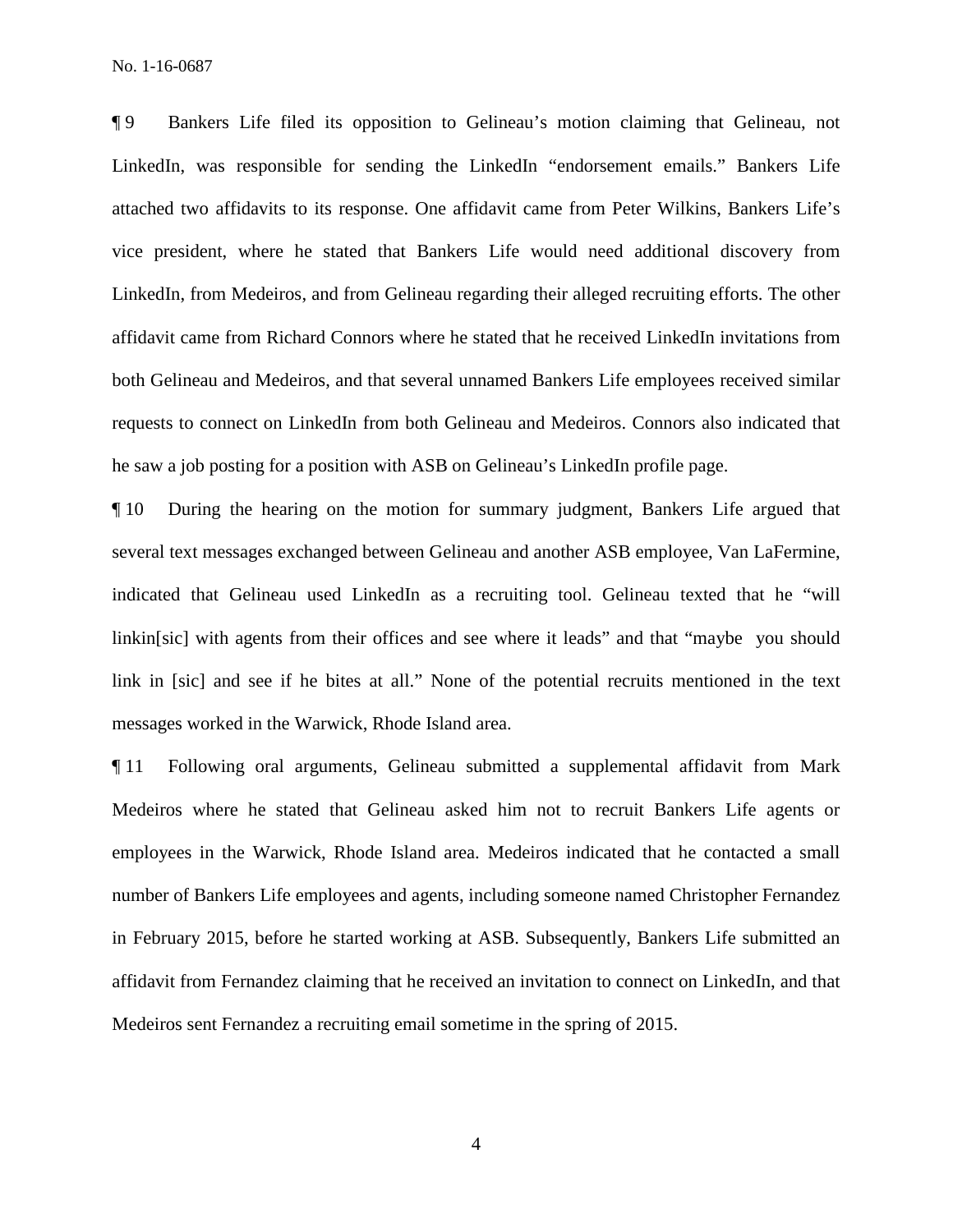¶ 9 Bankers Life filed its opposition to Gelineau's motion claiming that Gelineau, not LinkedIn, was responsible for sending the LinkedIn "endorsement emails." Bankers Life attached two affidavits to its response. One affidavit came from Peter Wilkins, Bankers Life's vice president, where he stated that Bankers Life would need additional discovery from LinkedIn, from Medeiros, and from Gelineau regarding their alleged recruiting efforts. The other affidavit came from Richard Connors where he stated that he received LinkedIn invitations from both Gelineau and Medeiros, and that several unnamed Bankers Life employees received similar requests to connect on LinkedIn from both Gelineau and Medeiros. Connors also indicated that he saw a job posting for a position with ASB on Gelineau's LinkedIn profile page.

¶ 10 During the hearing on the motion for summary judgment, Bankers Life argued that several text messages exchanged between Gelineau and another ASB employee, Van LaFermine, indicated that Gelineau used LinkedIn as a recruiting tool. Gelineau texted that he "will linkin[sic] with agents from their offices and see where it leads" and that "maybe you should link in [sic] and see if he bites at all." None of the potential recruits mentioned in the text messages worked in the Warwick, Rhode Island area.

¶ 11 Following oral arguments, Gelineau submitted a supplemental affidavit from Mark Medeiros where he stated that Gelineau asked him not to recruit Bankers Life agents or employees in the Warwick, Rhode Island area. Medeiros indicated that he contacted a small number of Bankers Life employees and agents, including someone named Christopher Fernandez in February 2015, before he started working at ASB. Subsequently, Bankers Life submitted an affidavit from Fernandez claiming that he received an invitation to connect on LinkedIn, and that Medeiros sent Fernandez a recruiting email sometime in the spring of 2015.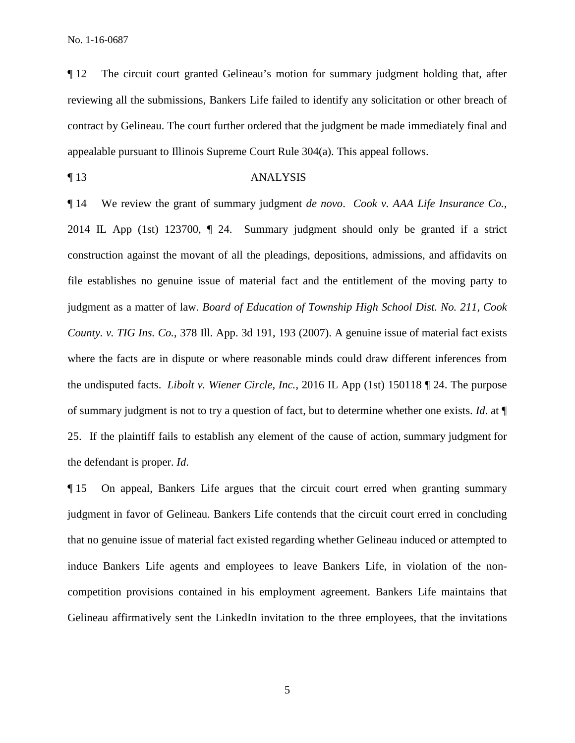¶ 12 The circuit court granted Gelineau's motion for summary judgment holding that, after reviewing all the submissions, Bankers Life failed to identify any solicitation or other breach of contract by Gelineau. The court further ordered that the judgment be made immediately final and appealable pursuant to Illinois Supreme Court Rule 304(a). This appeal follows.

¶ 13 ANALYSIS

¶ 14 We review the grant of summary judgment *de novo*. *Cook v. AAA Life Insurance Co.*, 2014 IL App (1st) 123700, ¶ 24. Summary judgment should only be granted if a strict construction against the movant of all the pleadings, depositions, admissions, and affidavits on file establishes no genuine issue of material fact and the entitlement of the moving party to judgment as a matter of law. *Board of Education of Township High School Dist. No. 211, Cook County. v. TIG Ins. Co.*, 378 Ill. App. 3d 191, 193 (2007). A genuine issue of material fact exists where the facts are in dispute or where reasonable minds could draw different inferences from the undisputed facts. *Libolt v. Wiener Circle, Inc.*, 2016 IL App (1st) 150118 ¶ 24. The purpose of summary judgment is not to try a question of fact, but to determine whether one exists. *Id*. at ¶ 25. If the plaintiff fails to establish any element of the cause of action, summary judgment for the defendant is proper. *Id*.

¶ 15 On appeal, Bankers Life argues that the circuit court erred when granting summary judgment in favor of Gelineau. Bankers Life contends that the circuit court erred in concluding that no genuine issue of material fact existed regarding whether Gelineau induced or attempted to induce Bankers Life agents and employees to leave Bankers Life, in violation of the non-competition provisions contained in his employment agreement. Bankers Life maintains that Gelineau affirmatively sent the LinkedIn invitation to the three employees, that the invitations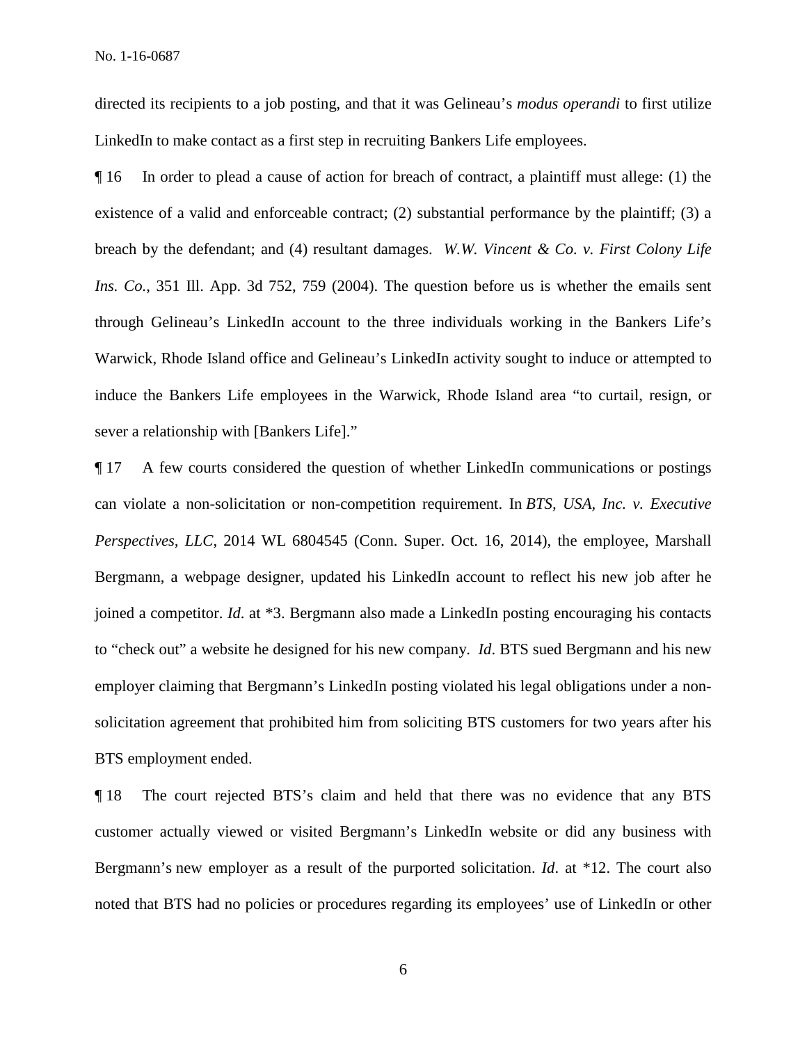directed its recipients to a job posting, and that it was Gelineau's *modus operandi* to first utilize LinkedIn to make contact as a first step in recruiting Bankers Life employees.

¶ 16 In order to plead a cause of action for breach of contract, a plaintiff must allege: (1) the existence of a valid and enforceable contract; (2) substantial performance by the plaintiff; (3) a breach by the defendant; and (4) resultant damages. *W.W. Vincent & Co. v. First Colony Life Ins. Co.*, 351 Ill. App. 3d 752, 759 (2004). The question before us is whether the emails sent through Gelineau's LinkedIn account to the three individuals working in the Bankers Life's Warwick, Rhode Island office and Gelineau's LinkedIn activity sought to induce or attempted to induce the Bankers Life employees in the Warwick, Rhode Island area "to curtail, resign, or sever a relationship with [Bankers Life]."

¶ 17 A few courts considered the question of whether LinkedIn communications or postings can violate a non-solicitation or non-competition requirement. In *BTS, USA, Inc. v. Executive Perspectives, LLC*, 2014 WL 6804545 (Conn. Super. Oct. 16, 2014), the employee, Marshall Bergmann, a webpage designer, updated his LinkedIn account to reflect his new job after he joined a competitor. *Id*. at *3. Bergmann also made a LinkedIn posting encouraging his contacts to "check out" a website he designed for his new company. *Id*. BTS sued Bergmann and his new employer claiming that Bergmann's LinkedIn posting violated his legal obligations under a non-solicitation agreement that prohibited him from soliciting BTS customers for two years after his BTS employment ended.

¶ 18 The court rejected BTS's claim and held that there was no evidence that any BTS customer actually viewed or visited Bergmann's LinkedIn website or did any business with Bergmann's new employer as a result of the purported solicitation. *Id*. at *12. The court also noted that BTS had no policies or procedures regarding its employees' use of LinkedIn or other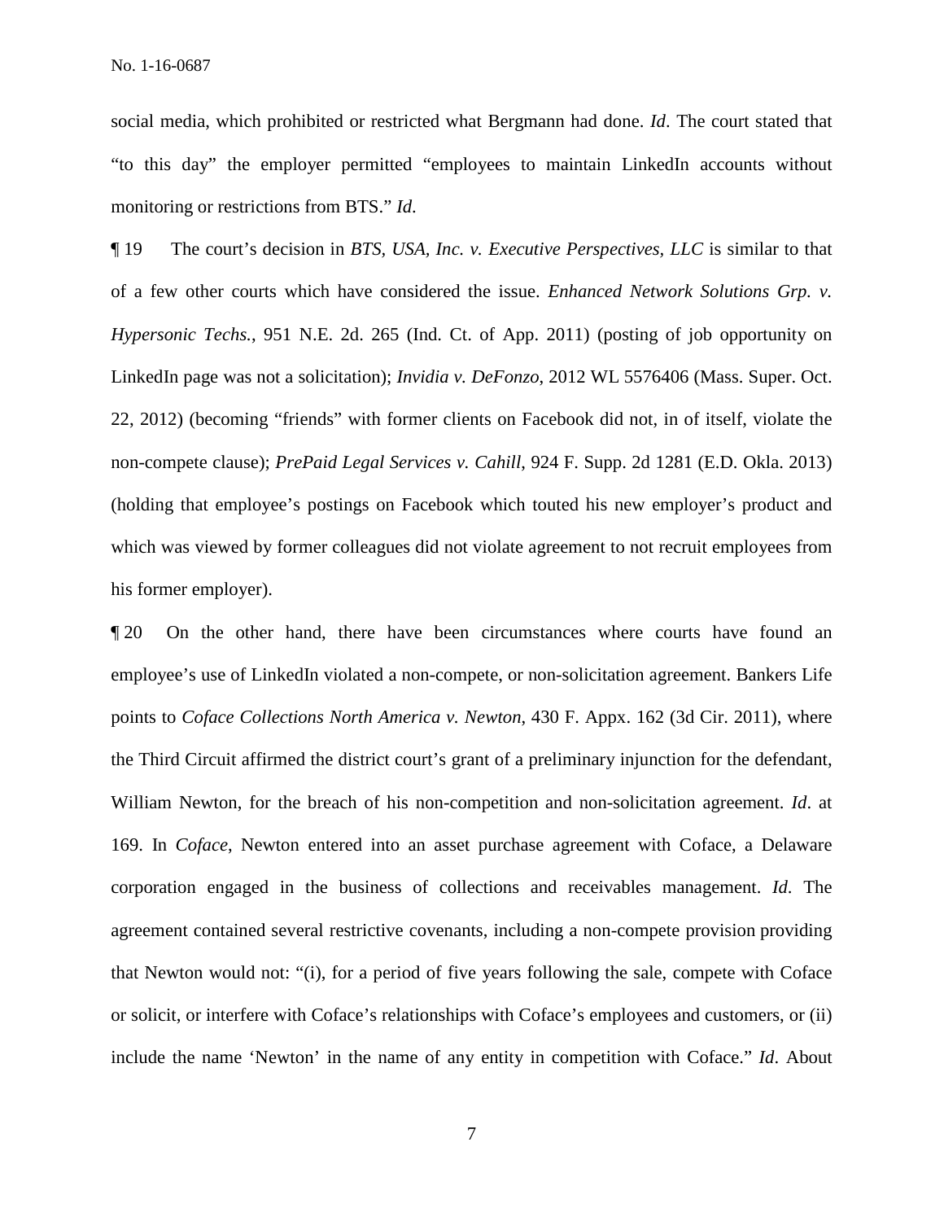social media, which prohibited or restricted what Bergmann had done. *Id*. The court stated that "to this day" the employer permitted "employees to maintain LinkedIn accounts without monitoring or restrictions from BTS." *Id*.

¶ 19 The court's decision in *BTS, USA, Inc. v. Executive Perspectives, LLC* is similar to that of a few other courts which have considered the issue. *Enhanced Network Solutions Grp. v. Hypersonic Techs.*, 951 N.E. 2d. 265 (Ind. Ct. of App. 2011) (posting of job opportunity on LinkedIn page was not a solicitation); *Invidia v. DeFonzo*, 2012 WL 5576406 (Mass. Super. Oct. 22, 2012) (becoming "friends" with former clients on Facebook did not, in of itself, violate the non-compete clause); *PrePaid Legal Services v. Cahill*, 924 F. Supp. 2d 1281 (E.D. Okla. 2013) (holding that employee's postings on Facebook which touted his new employer's product and which was viewed by former colleagues did not violate agreement to not recruit employees from his former employer).

¶ 20 On the other hand, there have been circumstances where courts have found an employee's use of LinkedIn violated a non-compete, or non-solicitation agreement. Bankers Life points to *Coface Collections North America v. Newton*, 430 F. Appx. 162 (3d Cir. 2011), where the Third Circuit affirmed the district court's grant of a preliminary injunction for the defendant, William Newton, for the breach of his non-competition and non-solicitation agreement. *Id*. at 169. In *Coface*, Newton entered into an asset purchase agreement with Coface, a Delaware corporation engaged in the business of collections and receivables management. *Id*. The agreement contained several restrictive covenants, including a non-compete provision providing that Newton would not: "(i), for a period of five years following the sale, compete with Coface or solicit, or interfere with Coface's relationships with Coface's employees and customers, or (ii) include the name 'Newton' in the name of any entity in competition with Coface." *Id*. About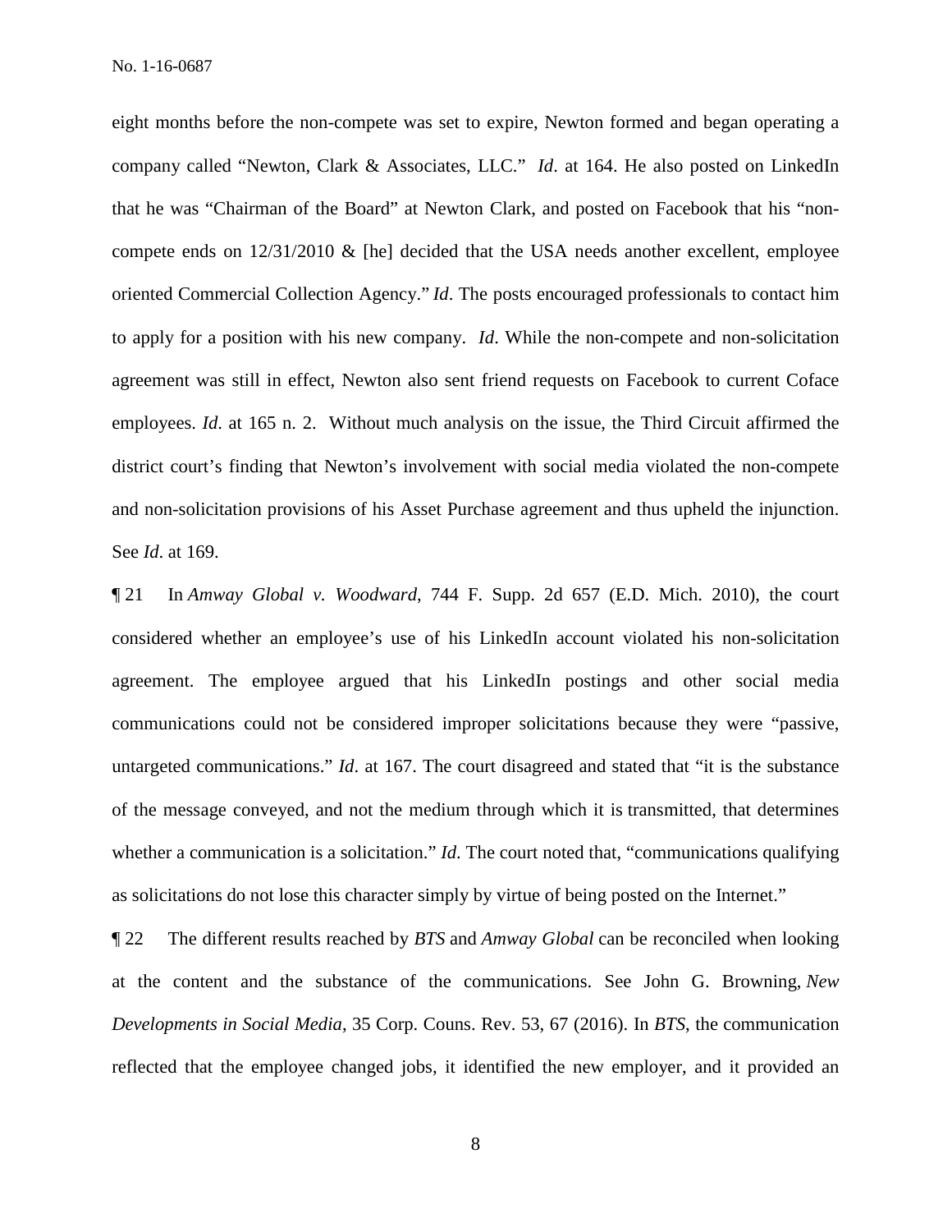eight months before the non-compete was set to expire, Newton formed and began operating a company called "Newton, Clark & Associates, LLC." *Id*. at 164. He also posted on LinkedIn that he was "Chairman of the Board" at Newton Clark, and posted on Facebook that his "non-compete ends on 12/31/2010 & [he] decided that the USA needs another excellent, employee oriented Commercial Collection Agency." *Id*. The posts encouraged professionals to contact him to apply for a position with his new company. *Id*. While the non-compete and non-solicitation agreement was still in effect, Newton also sent friend requests on Facebook to current Coface employees. *Id*. at 165 n. 2. Without much analysis on the issue, the Third Circuit affirmed the district court's finding that Newton's involvement with social media violated the non-compete and non-solicitation provisions of his Asset Purchase agreement and thus upheld the injunction. See *Id*. at 169.

¶ 21 In *Amway Global v. Woodward*, 744 F. Supp. 2d 657 (E.D. Mich. 2010), the court considered whether an employee's use of his LinkedIn account violated his non-solicitation agreement. The employee argued that his LinkedIn postings and other social media communications could not be considered improper solicitations because they were "passive, untargeted communications." *Id*. at 167. The court disagreed and stated that "it is the substance of the message conveyed, and not the medium through which it is transmitted, that determines whether a communication is a solicitation." *Id*. The court noted that, "communications qualifying as solicitations do not lose this character simply by virtue of being posted on the Internet."

¶ 22 The different results reached by *BTS* and *Amway Global* can be reconciled when looking at the content and the substance of the communications. See John G. Browning, *New Developments in Social Media*, 35 Corp. Couns. Rev. 53, 67 (2016). In *BTS*, the communication reflected that the employee changed jobs, it identified the new employer, and it provided an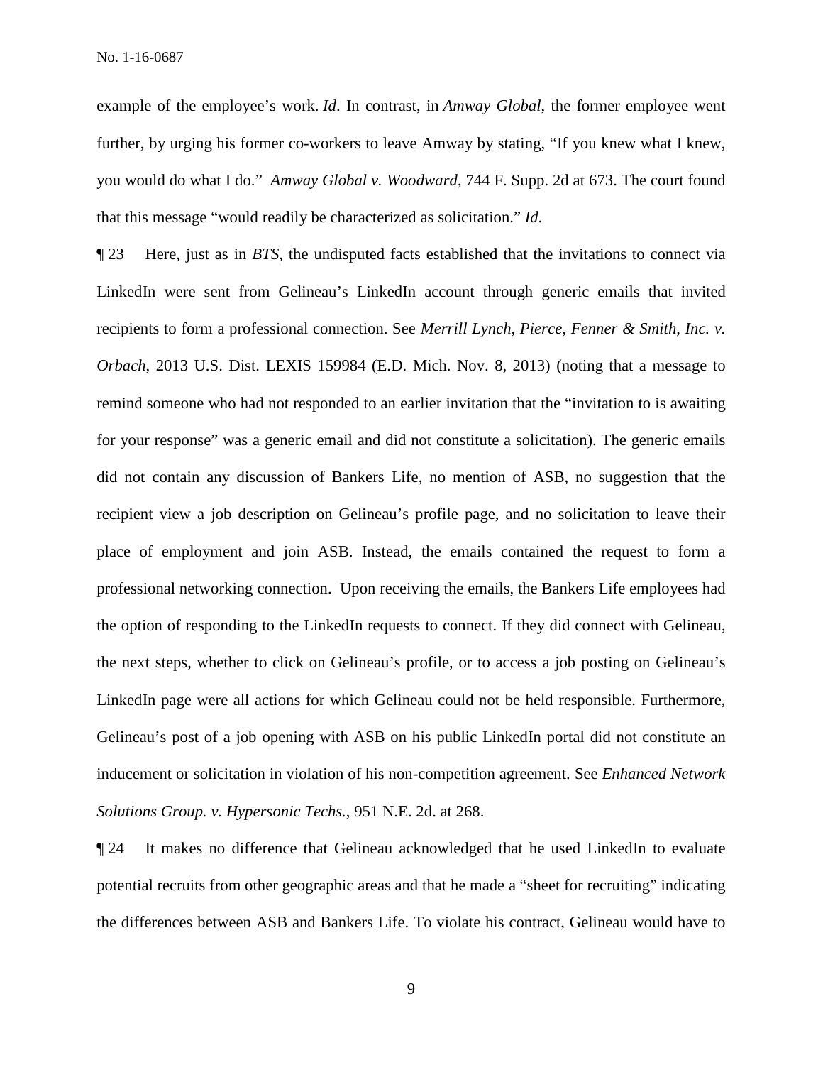example of the employee's work. *Id*. In contrast, in *Amway Global*, the former employee went further, by urging his former co-workers to leave Amway by stating, "If you knew what I knew, you would do what I do." *Amway Global v. Woodward*, 744 F. Supp. 2d at 673. The court found that this message "would readily be characterized as solicitation." *Id*.

¶ 23 Here, just as in *BTS*, the undisputed facts established that the invitations to connect via LinkedIn were sent from Gelineau's LinkedIn account through generic emails that invited recipients to form a professional connection. See *Merrill Lynch, Pierce, Fenner & Smith, Inc. v. Orbach*, 2013 U.S. Dist. LEXIS 159984 (E.D. Mich. Nov. 8, 2013) (noting that a message to remind someone who had not responded to an earlier invitation that the "invitation to is awaiting for your response" was a generic email and did not constitute a solicitation). The generic emails did not contain any discussion of Bankers Life, no mention of ASB, no suggestion that the recipient view a job description on Gelineau's profile page, and no solicitation to leave their place of employment and join ASB. Instead, the emails contained the request to form a professional networking connection. Upon receiving the emails, the Bankers Life employees had the option of responding to the LinkedIn requests to connect. If they did connect with Gelineau, the next steps, whether to click on Gelineau's profile, or to access a job posting on Gelineau's LinkedIn page were all actions for which Gelineau could not be held responsible. Furthermore, Gelineau's post of a job opening with ASB on his public LinkedIn portal did not constitute an inducement or solicitation in violation of his non-competition agreement. See *Enhanced Network Solutions Group. v. Hypersonic Techs.*, 951 N.E. 2d. at 268.

¶ 24 It makes no difference that Gelineau acknowledged that he used LinkedIn to evaluate potential recruits from other geographic areas and that he made a "sheet for recruiting" indicating the differences between ASB and Bankers Life. To violate his contract, Gelineau would have to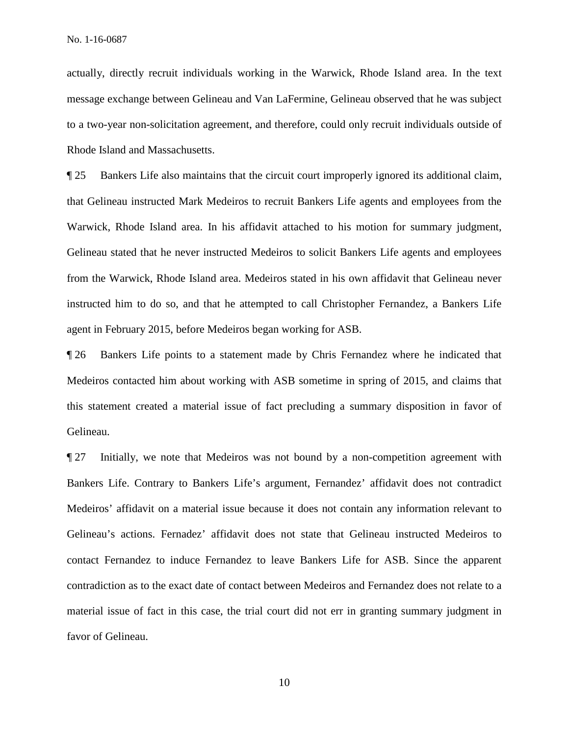actually, directly recruit individuals working in the Warwick, Rhode Island area. In the text message exchange between Gelineau and Van LaFermine, Gelineau observed that he was subject to a two-year non-solicitation agreement, and therefore, could only recruit individuals outside of Rhode Island and Massachusetts.

¶ 25 Bankers Life also maintains that the circuit court improperly ignored its additional claim, that Gelineau instructed Mark Medeiros to recruit Bankers Life agents and employees from the Warwick, Rhode Island area. In his affidavit attached to his motion for summary judgment, Gelineau stated that he never instructed Medeiros to solicit Bankers Life agents and employees from the Warwick, Rhode Island area. Medeiros stated in his own affidavit that Gelineau never instructed him to do so, and that he attempted to call Christopher Fernandez, a Bankers Life agent in February 2015, before Medeiros began working for ASB.

¶ 26 Bankers Life points to a statement made by Chris Fernandez where he indicated that Medeiros contacted him about working with ASB sometime in spring of 2015, and claims that this statement created a material issue of fact precluding a summary disposition in favor of Gelineau.

¶ 27 Initially, we note that Medeiros was not bound by a non-competition agreement with Bankers Life. Contrary to Bankers Life's argument, Fernandez' affidavit does not contradict Medeiros' affidavit on a material issue because it does not contain any information relevant to Gelineau's actions. Fernadez' affidavit does not state that Gelineau instructed Medeiros to contact Fernandez to induce Fernandez to leave Bankers Life for ASB. Since the apparent contradiction as to the exact date of contact between Medeiros and Fernandez does not relate to a material issue of fact in this case, the trial court did not err in granting summary judgment in favor of Gelineau.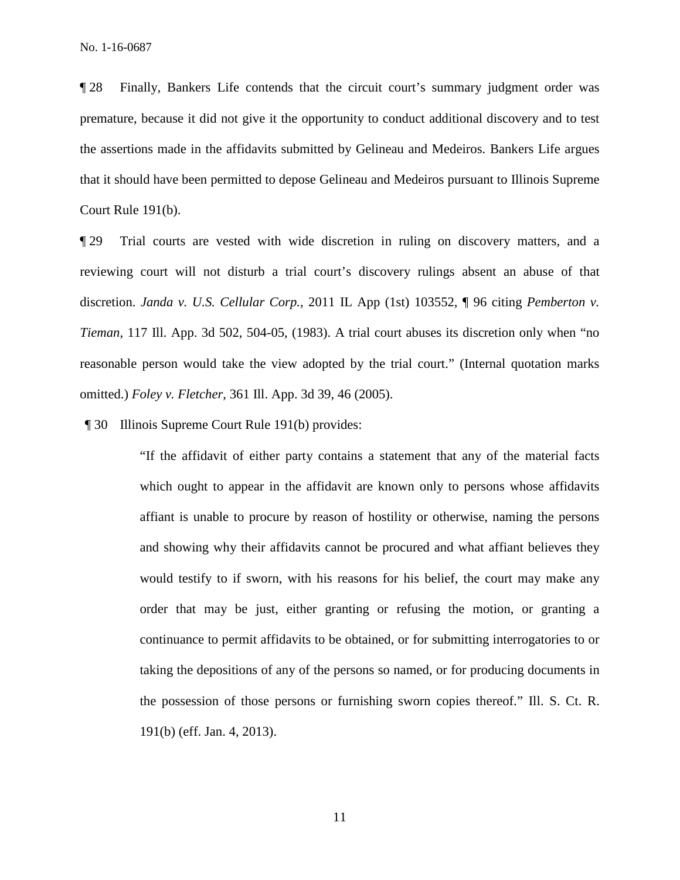¶ 28 Finally, Bankers Life contends that the circuit court's summary judgment order was premature, because it did not give it the opportunity to conduct additional discovery and to test the assertions made in the affidavits submitted by Gelineau and Medeiros. Bankers Life argues that it should have been permitted to depose Gelineau and Medeiros pursuant to Illinois Supreme Court Rule 191(b).

¶ 29 Trial courts are vested with wide discretion in ruling on discovery matters, and a reviewing court will not disturb a trial court's discovery rulings absent an abuse of that discretion. *Janda v. U.S. Cellular Corp.*, 2011 IL App (1st) 103552, ¶ 96 citing *Pemberton v. Tieman*, 117 Ill. App. 3d 502, 504-05, (1983). A trial court abuses its discretion only when "no reasonable person would take the view adopted by the trial court." (Internal quotation marks omitted.) *Foley v. Fletcher*, 361 Ill. App. 3d 39, 46 (2005).

¶ 30 Illinois Supreme Court Rule 191(b) provides:

> "If the affidavit of either party contains a statement that any of the material facts which ought to appear in the affidavit are known only to persons whose affidavits affiant is unable to procure by reason of hostility or otherwise, naming the persons and showing why their affidavits cannot be procured and what affiant believes they would testify to if sworn, with his reasons for his belief, the court may make any order that may be just, either granting or refusing the motion, or granting a continuance to permit affidavits to be obtained, or for submitting interrogatories to or taking the depositions of any of the persons so named, or for producing documents in the possession of those persons or furnishing sworn copies thereof." Ill. S. Ct. R. 191(b) (eff. Jan. 4, 2013).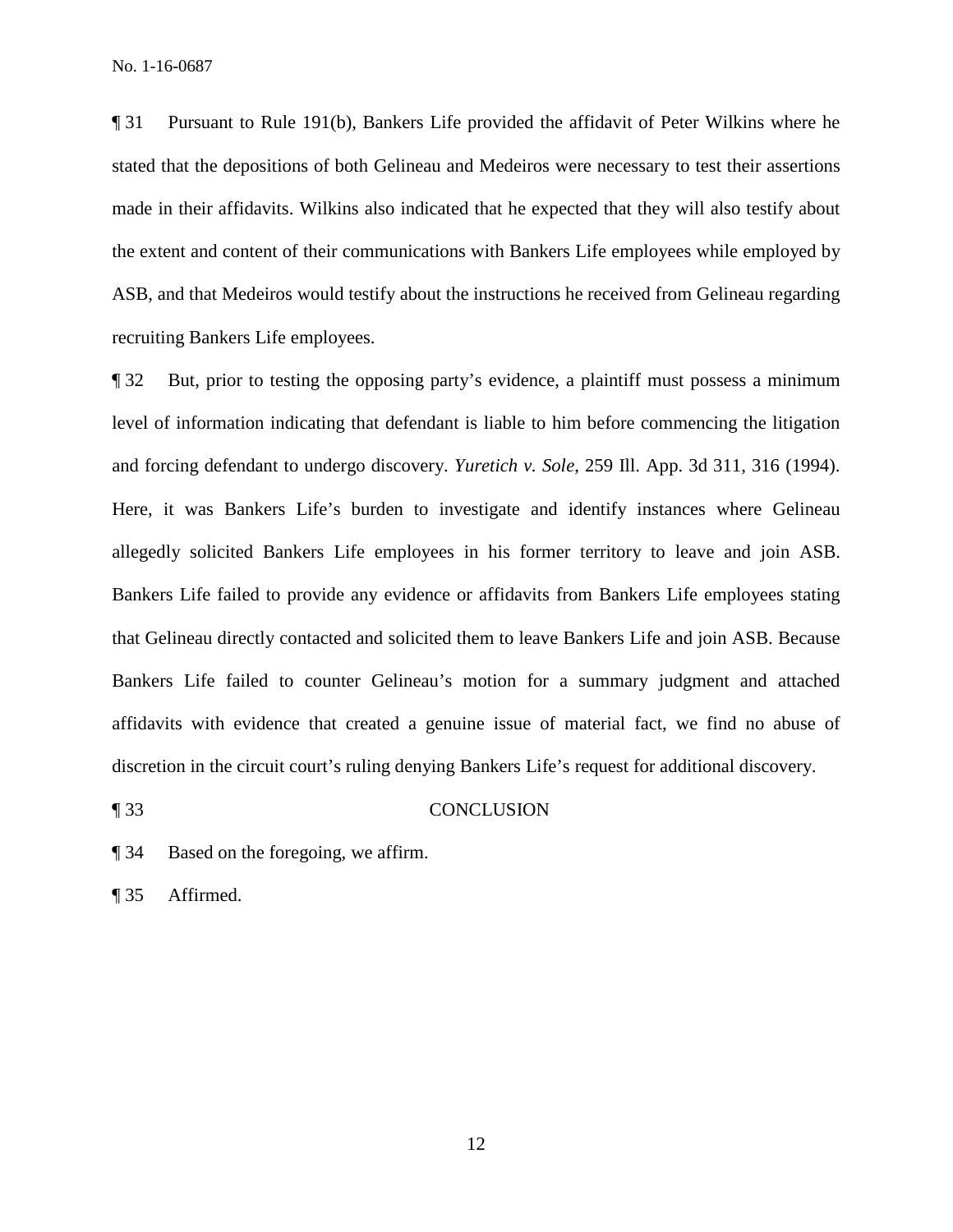¶ 31 Pursuant to Rule 191(b), Bankers Life provided the affidavit of Peter Wilkins where he stated that the depositions of both Gelineau and Medeiros were necessary to test their assertions made in their affidavits. Wilkins also indicated that he expected that they will also testify about the extent and content of their communications with Bankers Life employees while employed by ASB, and that Medeiros would testify about the instructions he received from Gelineau regarding recruiting Bankers Life employees.

¶ 32 But, prior to testing the opposing party's evidence, a plaintiff must possess a minimum level of information indicating that defendant is liable to him before commencing the litigation and forcing defendant to undergo discovery. *Yuretich v. Sole*, 259 Ill. App. 3d 311, 316 (1994). Here, it was Bankers Life's burden to investigate and identify instances where Gelineau allegedly solicited Bankers Life employees in his former territory to leave and join ASB. Bankers Life failed to provide any evidence or affidavits from Bankers Life employees stating that Gelineau directly contacted and solicited them to leave Bankers Life and join ASB. Because Bankers Life failed to counter Gelineau's motion for a summary judgment and attached affidavits with evidence that created a genuine issue of material fact, we find no abuse of discretion in the circuit court's ruling denying Bankers Life's request for additional discovery.

## ¶ 33 CONCLUSION

¶ 34 Based on the foregoing, we affirm.

¶ 35 Affirmed.